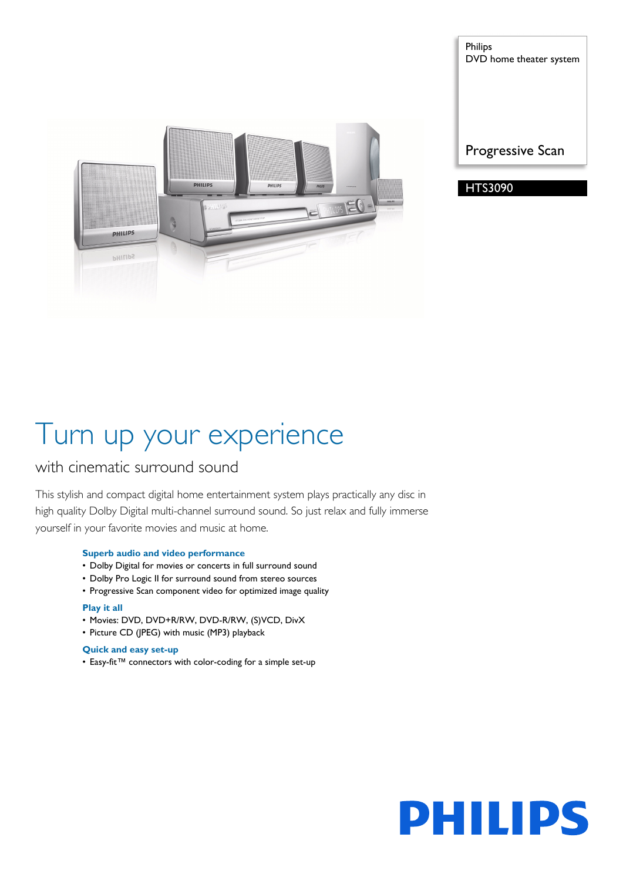Philips
DVD home theater system

Progressive Scan

HTS3090

# Turn up your experience

## with cinematic surround sound

This stylish and compact digital home entertainment system plays practically any disc in high quality Dolby Digital multi-channel surround sound. So just relax and fully immerse yourself in your favorite movies and music at home.

**Superb audio and video performance**

- Dolby Digital for movies or concerts in full surround sound
- Dolby Pro Logic II for surround sound from stereo sources
- Progressive Scan component video for optimized image quality

**Play it all**

- Movies: DVD, DVD+R/RW, DVD-R/RW, (S)VCD, DivX
- Picture CD (JPEG) with music (MP3) playback

**Quick and easy set-up**

- Easy-fit™ connectors with color-coding for a simple set-up

PHILIPS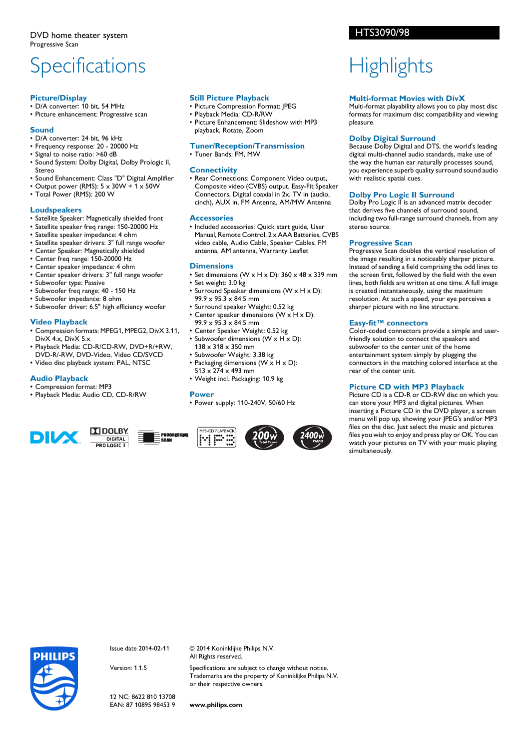DVD home theater system

Progressive Scan

HTS3090/98

# Specifications

## Picture/Display

- D/A converter: 10 bit, 54 MHz
- Picture enhancement: Progressive scan

## Sound

- D/A converter: 24 bit, 96 kHz
- Frequency response: 20 - 20000 Hz
- Signal to noise ratio: >60 dB
- Sound System: Dolby Digital, Dolby Prologic II, Stereo
- Sound Enhancement: Class "D" Digital Amplifier
- Output power (RMS): 5 x 30W + 1 x 50W
- Total Power (RMS): 200 W

## Loudspeakers

- Satellite Speaker: Magnetically shielded front
- Satellite speaker freq range: 150-20000 Hz
- Satellite speaker impedance: 4 ohm
- Satellite speaker drivers: 3" full range woofer
- Center Speaker: Magnetically shielded
- Center freq range: 150-20000 Hz
- Center speaker impedance: 4 ohm
- Center speaker drivers: 3" full range woofer
- Subwoofer type: Passive
- Subwoofer freq range: 40 - 150 Hz
- Subwoofer impedance: 8 ohm
- Subwoofer driver: 6.5" high efficiency woofer

## Video Playback

- Compression formats: MPEG1, MPEG2, DivX 3.11, DivX 4.x, DivX 5.x
- Playback Media: CD-R/CD-RW, DVD+R/+RW, DVD-R/-RW, DVD-Video, Video CD/SVCD
- Video disc playback system: PAL, NTSC

## Audio Playback

- Compression format: MP3
- Playback Media: Audio CD, CD-R/RW

## Still Picture Playback

- Picture Compression Format: JPEG
- Playback Media: CD-R/RW
- Picture Enhancement: Slideshow with MP3 playback, Rotate, Zoom

## Tuner/Reception/Transmission

- Tuner Bands: FM, MW

## Connectivity

- Rear Connections: Component Video output, Composite video (CVBS) output, Easy-Fit Speaker Connectors, Digital coaxial in 2x, TV in (audio, cinch), AUX in, FM Antenna, AM/MW Antenna

## Accessories

- Included accessories: Quick start guide, User Manual, Remote Control, 2 x AAA Batteries, CVBS video cable, Audio Cable, Speaker Cables, FM antenna, AM antenna, Warranty Leaflet

## Dimensions

- Set dimensions (W x H x D): 360 x 48 x 339 mm
- Set weight: 3.0 kg
- Surround Speaker dimensions (W x H x D): 99.9 x 95.3 x 84.5 mm
- Surround speaker Weight: 0.52 kg
- Center speaker dimensions (W x H x D): 99.9 x 95.3 x 84.5 mm
- Center Speaker Weight: 0.52 kg
- Subwoofer dimensions (W x H x D): 138 x 318 x 350 mm
- Subwoofer Weight: 3.38 kg
- Packaging dimensions (W x H x D): 513 x 274 x 493 mm
- Weight incl. Packaging: 10.9 kg

## Power

- Power supply: 110-240V, 50/60 Hz

# Highlights

## Multi-format Movies with DivX

Multi-format playability allows you to play most disc formats for maximum disc compatibility and viewing pleasure.

## Dolby Digital Surround

Because Dolby Digital and DTS, the world's leading digital multi-channel audio standards, make use of the way the human ear naturally processes sound, you experience superb quality surround sound audio with realistic spatial cues.

## Dolby Pro Logic II Surround

Dolby Pro Logic II is an advanced matrix decoder that derives five channels of surround sound, including two full-range surround channels, from any stereo source.

## Progressive Scan

Progressive Scan doubles the vertical resolution of the image resulting in a noticeably sharper picture. Instead of sending a field comprising the odd lines to the screen first, followed by the field with the even lines, both fields are written at one time. A full image is created instantaneously, using the maximum resolution. At such a speed, your eye perceives a sharper picture with no line structure.

## Easy-fit™ connectors

Color-coded connectors provide a simple and user-friendly solution to connect the speakers and subwoofer to the center unit of the home entertainment system simply by plugging the connectors in the matching colored interface at the rear of the center unit.

## Picture CD with MP3 Playback

Picture CD is a CD-R or CD-RW disc on which you can store your MP3 and digital pictures. When inserting a Picture CD in the DVD player, a screen menu will pop up, showing your JPEG's and/or MP3 files on the disc. Just select the music and pictures files you wish to enjoy and press play or OK. You can watch your pictures on TV with your music playing simultaneously.

Issue date 2014-02-11

Version: 1.1.5

12 NC: 8622 810 13708

EAN: 87 10895 98453 9

© 2014 Koninklijke Philips N.V.
All Rights reserved.

Specifications are subject to change without notice. Trademarks are the property of Koninklijke Philips N.V. or their respective owners.

www.philips.com